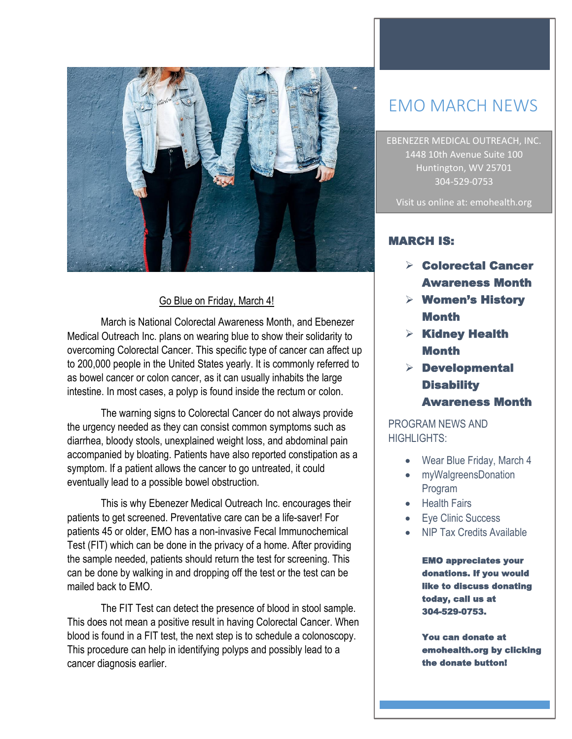# EMO MARCH NEWS

EBENEZER MEDICAL OUTREACH, INC.
1448 10th Avenue Suite 100
Huntington, WV 25701
304-529-0753

Visit us online at: emohealth.org

## Go Blue on Friday, March 4!

March is National Colorectal Awareness Month, and Ebenezer Medical Outreach Inc. plans on wearing blue to show their solidarity to overcoming Colorectal Cancer. This specific type of cancer can affect up to 200,000 people in the United States yearly. It is commonly referred to as bowel cancer or colon cancer, as it can usually inhabits the large intestine. In most cases, a polyp is found inside the rectum or colon.

The warning signs to Colorectal Cancer do not always provide the urgency needed as they can consist common symptoms such as diarrhea, bloody stools, unexplained weight loss, and abdominal pain accompanied by bloating. Patients have also reported constipation as a symptom. If a patient allows the cancer to go untreated, it could eventually lead to a possible bowel obstruction.

This is why Ebenezer Medical Outreach Inc. encourages their patients to get screened. Preventative care can be a life-saver! For patients 45 or older, EMO has a non-invasive Fecal Immunochemical Test (FIT) which can be done in the privacy of a home. After providing the sample needed, patients should return the test for screening. This can be done by walking in and dropping off the test or the test can be mailed back to EMO.

The FIT Test can detect the presence of blood in stool sample. This does not mean a positive result in having Colorectal Cancer. When blood is found in a FIT test, the next step is to schedule a colonoscopy. This procedure can help in identifying polyps and possibly lead to a cancer diagnosis earlier.

## MARCH IS:

- **Colorectal Cancer Awareness Month**
- **Women's History Month**
- **Kidney Health Month**
- **Developmental Disability Awareness Month**

## PROGRAM NEWS AND HIGHLIGHTS:

- Wear Blue Friday, March 4
- myWalgreensDonation Program
- Health Fairs
- Eye Clinic Success
- NIP Tax Credits Available

**EMO appreciates your donations. If you would like to discuss donating today, call us at 304-529-0753.**

**You can donate at emohealth.org by clicking the donate button!**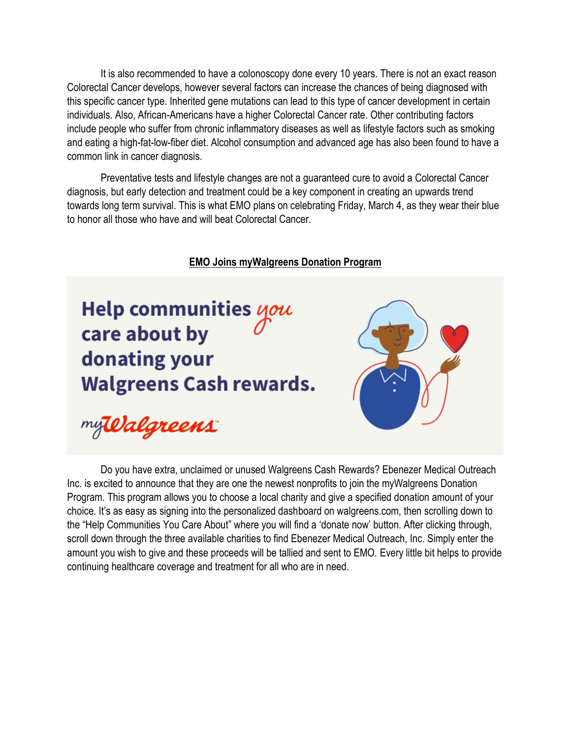It is also recommended to have a colonoscopy done every 10 years. There is not an exact reason Colorectal Cancer develops, however several factors can increase the chances of being diagnosed with this specific cancer type. Inherited gene mutations can lead to this type of cancer development in certain individuals. Also, African-Americans have a higher Colorectal Cancer rate. Other contributing factors include people who suffer from chronic inflammatory diseases as well as lifestyle factors such as smoking and eating a high-fat-low-fiber diet. Alcohol consumption and advanced age has also been found to have a common link in cancer diagnosis.

Preventative tests and lifestyle changes are not a guaranteed cure to avoid a Colorectal Cancer diagnosis, but early detection and treatment could be a key component in creating an upwards trend towards long term survival. This is what EMO plans on celebrating Friday, March 4, as they wear their blue to honor all those who have and will beat Colorectal Cancer.

## EMO Joins myWalgreens Donation Program

Help communities you care about by donating your Walgreens Cash rewards.

myWalgreens

Do you have extra, unclaimed or unused Walgreens Cash Rewards? Ebenezer Medical Outreach Inc. is excited to announce that they are one the newest nonprofits to join the myWalgreens Donation Program. This program allows you to choose a local charity and give a specified donation amount of your choice. It's as easy as signing into the personalized dashboard on walgreens.com, then scrolling down to the "Help Communities You Care About" where you will find a 'donate now' button. After clicking through, scroll down through the three available charities to find Ebenezer Medical Outreach, Inc. Simply enter the amount you wish to give and these proceeds will be tallied and sent to EMO. Every little bit helps to provide continuing healthcare coverage and treatment for all who are in need.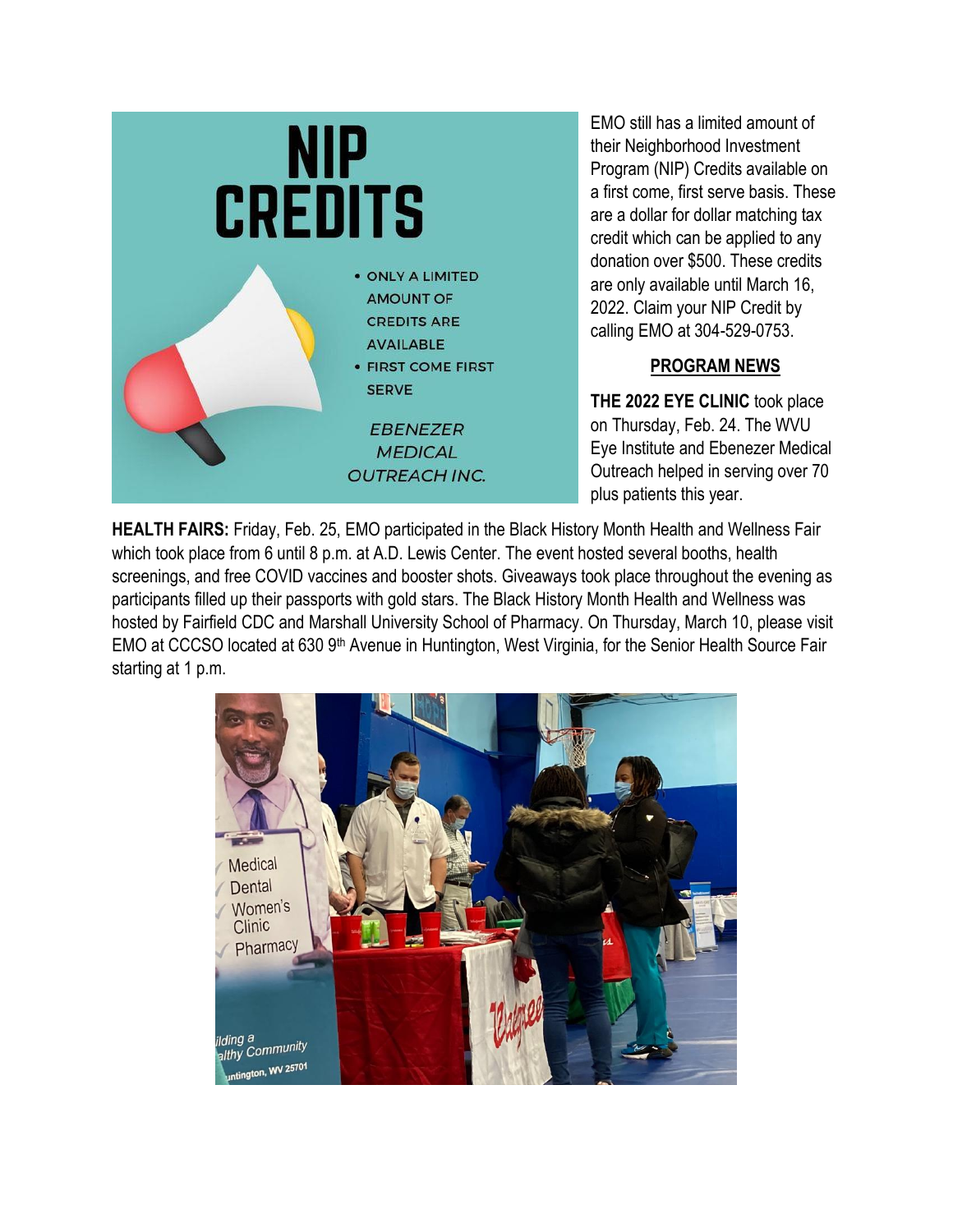EMO still has a limited amount of their Neighborhood Investment Program (NIP) Credits available on a first come, first serve basis. These are a dollar for dollar matching tax credit which can be applied to any donation over $500. These credits are only available until March 16, 2022. Claim your NIP Credit by calling EMO at 304-529-0753.

## PROGRAM NEWS

**THE 2022 EYE CLINIC** took place on Thursday, Feb. 24. The WVU Eye Institute and Ebenezer Medical Outreach helped in serving over 70 plus patients this year.

**HEALTH FAIRS:** Friday, Feb. 25, EMO participated in the Black History Month Health and Wellness Fair which took place from 6 until 8 p.m. at A.D. Lewis Center. The event hosted several booths, health screenings, and free COVID vaccines and booster shots. Giveaways took place throughout the evening as participants filled up their passports with gold stars. The Black History Month Health and Wellness was hosted by Fairfield CDC and Marshall University School of Pharmacy. On Thursday, March 10, please visit EMO at CCCSO located at 630 9th Avenue in Huntington, West Virginia, for the Senior Health Source Fair starting at 1 p.m.